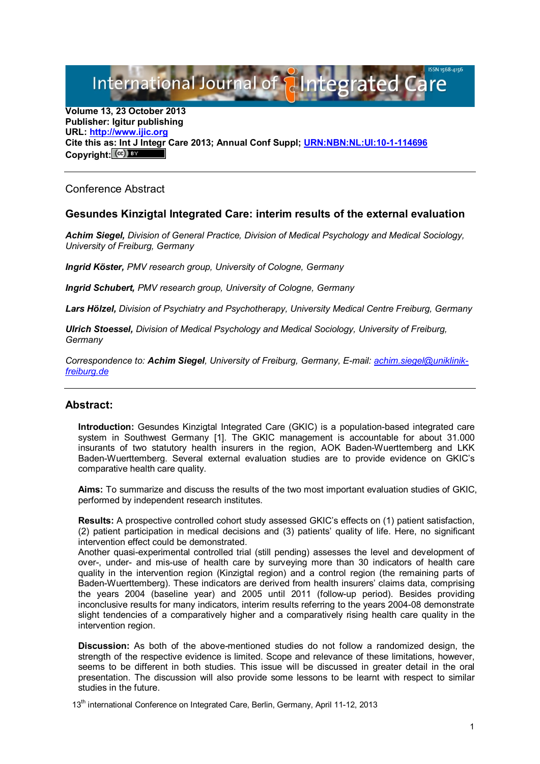Volume 13, 23 October 2013
**Publisher: Igitur publishing**
**URL: http://www.ijic.org**
**Cite this as: Int J Integr Care 2013; Annual Conf Suppl; URN:NBN:NL:UI:10-1-114696**
**Copyright:**

Conference Abstract

## Gesundes Kinzigtal Integrated Care: interim results of the external evaluation

***Achim Siegel,*** *Division of General Practice, Division of Medical Psychology and Medical Sociology, University of Freiburg, Germany*

***Ingrid Köster,*** *PMV research group, University of Cologne, Germany*

***Ingrid Schubert,*** *PMV research group, University of Cologne, Germany*

***Lars Hölzel,*** *Division of Psychiatry and Psychotherapy, University Medical Centre Freiburg, Germany*

***Ulrich Stoessel,*** *Division of Medical Psychology and Medical Sociology, University of Freiburg, Germany*

*Correspondence to:* ***Achim Siegel****, University of Freiburg, Germany, E-mail: achim.siegel@uniklinik-freiburg.de*

### Abstract:

**Introduction:** Gesundes Kinzigtal Integrated Care (GKIC) is a population-based integrated care system in Southwest Germany [1]. The GKIC management is accountable for about 31.000 insurants of two statutory health insurers in the region, AOK Baden-Wuerttemberg and LKK Baden-Wuerttemberg. Several external evaluation studies are to provide evidence on GKIC's comparative health care quality.

**Aims:** To summarize and discuss the results of the two most important evaluation studies of GKIC, performed by independent research institutes.

**Results:** A prospective controlled cohort study assessed GKIC's effects on (1) patient satisfaction, (2) patient participation in medical decisions and (3) patients' quality of life. Here, no significant intervention effect could be demonstrated.
Another quasi-experimental controlled trial (still pending) assesses the level and development of over-, under- and mis-use of health care by surveying more than 30 indicators of health care quality in the intervention region (Kinzigtal region) and a control region (the remaining parts of Baden-Wuerttemberg). These indicators are derived from health insurers' claims data, comprising the years 2004 (baseline year) and 2005 until 2011 (follow-up period). Besides providing inconclusive results for many indicators, interim results referring to the years 2004-08 demonstrate slight tendencies of a comparatively higher and a comparatively rising health care quality in the intervention region.

**Discussion:** As both of the above-mentioned studies do not follow a randomized design, the strength of the respective evidence is limited. Scope and relevance of these limitations, however, seems to be different in both studies. This issue will be discussed in greater detail in the oral presentation. The discussion will also provide some lessons to be learnt with respect to similar studies in the future.

13th international Conference on Integrated Care, Berlin, Germany, April 11-12, 2013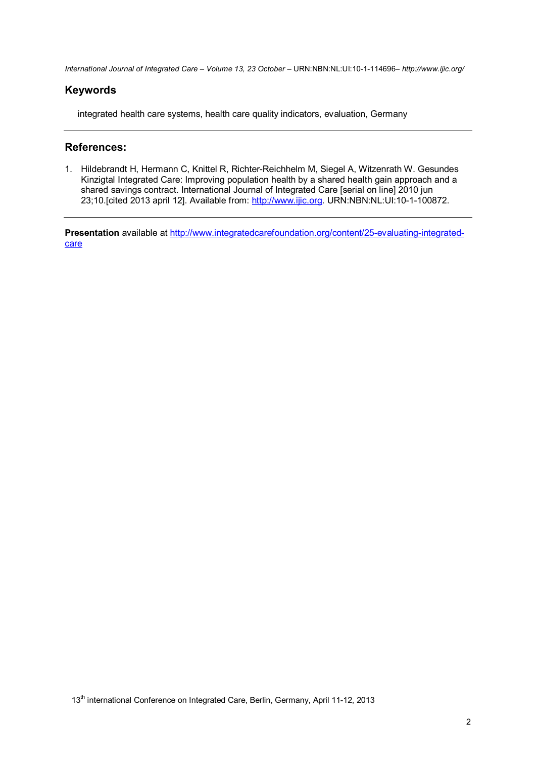## Keywords

integrated health care systems, health care quality indicators, evaluation, Germany

---

## References:

1. Hildebrandt H, Hermann C, Knittel R, Richter-Reichhelm M, Siegel A, Witzenrath W. Gesundes Kinzigtal Integrated Care: Improving population health by a shared health gain approach and a shared savings contract. International Journal of Integrated Care [serial on line] 2010 jun 23;10.[cited 2013 april 12]. Available from: http://www.ijic.org. URN:NBN:NL:UI:10-1-100872.

---

**Presentation** available at http://www.integratedcarefoundation.org/content/25-evaluating-integrated-care

13th international Conference on Integrated Care, Berlin, Germany, April 11-12, 2013